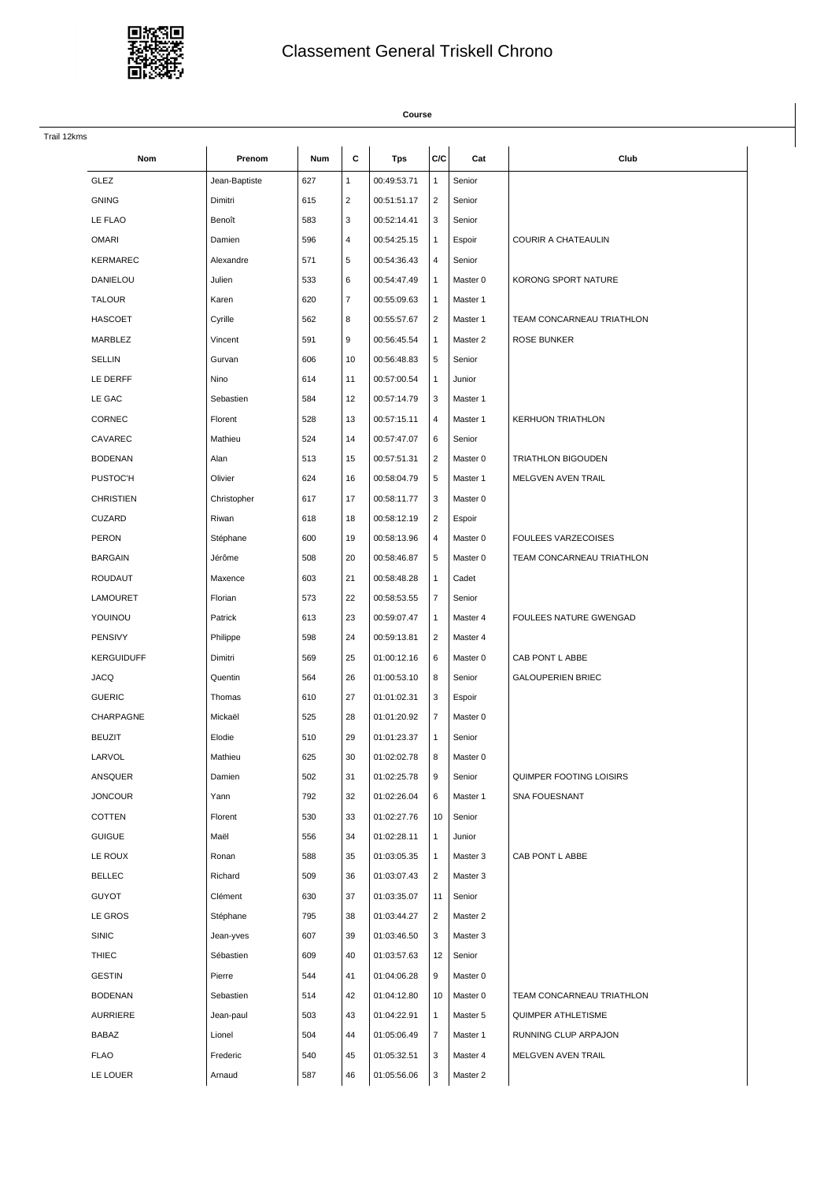# Classement General Triskell Chrono

**Course**

Trail 12kms

| Nom | Prenom | Num | C | Tps | C/C | Cat | Club |
|---|---|---|---|---|---|---|---|
| GLEZ | Jean-Baptiste | 627 | 1 | 00:49:53.71 | 1 | Senior | |
| GNING | Dimitri | 615 | 2 | 00:51:51.17 | 2 | Senior | |
| LE FLAO | Benoît | 583 | 3 | 00:52:14.41 | 3 | Senior | |
| OMARI | Damien | 596 | 4 | 00:54:25.15 | 1 | Espoir | COURIR A CHATEAULIN |
| KERMAREC | Alexandre | 571 | 5 | 00:54:36.43 | 4 | Senior | |
| DANIELOU | Julien | 533 | 6 | 00:54:47.49 | 1 | Master 0 | KORONG SPORT NATURE |
| TALOUR | Karen | 620 | 7 | 00:55:09.63 | 1 | Master 1 | |
| HASCOET | Cyrille | 562 | 8 | 00:55:57.67 | 2 | Master 1 | TEAM CONCARNEAU TRIATHLON |
| MARBLEZ | Vincent | 591 | 9 | 00:56:45.54 | 1 | Master 2 | ROSE BUNKER |
| SELLIN | Gurvan | 606 | 10 | 00:56:48.83 | 5 | Senior | |
| LE DERFF | Nino | 614 | 11 | 00:57:00.54 | 1 | Junior | |
| LE GAC | Sebastien | 584 | 12 | 00:57:14.79 | 3 | Master 1 | |
| CORNEC | Florent | 528 | 13 | 00:57:15.11 | 4 | Master 1 | KERHUON TRIATHLON |
| CAVAREC | Mathieu | 524 | 14 | 00:57:47.07 | 6 | Senior | |
| BODENAN | Alan | 513 | 15 | 00:57:51.31 | 2 | Master 0 | TRIATHLON BIGOUDEN |
| PUSTOC'H | Olivier | 624 | 16 | 00:58:04.79 | 5 | Master 1 | MELGVEN AVEN TRAIL |
| CHRISTIEN | Christopher | 617 | 17 | 00:58:11.77 | 3 | Master 0 | |
| CUZARD | Riwan | 618 | 18 | 00:58:12.19 | 2 | Espoir | |
| PERON | Stéphane | 600 | 19 | 00:58:13.96 | 4 | Master 0 | FOULEES VARZECOISES |
| BARGAIN | Jérôme | 508 | 20 | 00:58:46.87 | 5 | Master 0 | TEAM CONCARNEAU TRIATHLON |
| ROUDAUT | Maxence | 603 | 21 | 00:58:48.28 | 1 | Cadet | |
| LAMOURET | Florian | 573 | 22 | 00:58:53.55 | 7 | Senior | |
| YOUINOU | Patrick | 613 | 23 | 00:59:07.47 | 1 | Master 4 | FOULEES NATURE GWENGAD |
| PENSIVY | Philippe | 598 | 24 | 00:59:13.81 | 2 | Master 4 | |
| KERGUIDUFF | Dimitri | 569 | 25 | 01:00:12.16 | 6 | Master 0 | CAB PONT L ABBE |
| JACQ | Quentin | 564 | 26 | 01:00:53.10 | 8 | Senior | GALOUPERIEN BRIEC |
| GUERIC | Thomas | 610 | 27 | 01:01:02.31 | 3 | Espoir | |
| CHARPAGNE | Mickaël | 525 | 28 | 01:01:20.92 | 7 | Master 0 | |
| BEUZIT | Elodie | 510 | 29 | 01:01:23.37 | 1 | Senior | |
| LARVOL | Mathieu | 625 | 30 | 01:02:02.78 | 8 | Master 0 | |
| ANSQUER | Damien | 502 | 31 | 01:02:25.78 | 9 | Senior | QUIMPER FOOTING LOISIRS |
| JONCOUR | Yann | 792 | 32 | 01:02:26.04 | 6 | Master 1 | SNA FOUESNANT |
| COTTEN | Florent | 530 | 33 | 01:02:27.76 | 10 | Senior | |
| GUIGUE | Maël | 556 | 34 | 01:02:28.11 | 1 | Junior | |
| LE ROUX | Ronan | 588 | 35 | 01:03:05.35 | 1 | Master 3 | CAB PONT L ABBE |
| BELLEC | Richard | 509 | 36 | 01:03:07.43 | 2 | Master 3 | |
| GUYOT | Clément | 630 | 37 | 01:03:35.07 | 11 | Senior | |
| LE GROS | Stéphane | 795 | 38 | 01:03:44.27 | 2 | Master 2 | |
| SINIC | Jean-yves | 607 | 39 | 01:03:46.50 | 3 | Master 3 | |
| THIEC | Sébastien | 609 | 40 | 01:03:57.63 | 12 | Senior | |
| GESTIN | Pierre | 544 | 41 | 01:04:06.28 | 9 | Master 0 | |
| BODENAN | Sebastien | 514 | 42 | 01:04:12.80 | 10 | Master 0 | TEAM CONCARNEAU TRIATHLON |
| AURRIERE | Jean-paul | 503 | 43 | 01:04:22.91 | 1 | Master 5 | QUIMPER ATHLETISME |
| BABAZ | Lionel | 504 | 44 | 01:05:06.49 | 7 | Master 1 | RUNNING CLUP ARPAJON |
| FLAO | Frederic | 540 | 45 | 01:05:32.51 | 3 | Master 4 | MELGVEN AVEN TRAIL |
| LE LOUER | Arnaud | 587 | 46 | 01:05:56.06 | 3 | Master 2 | |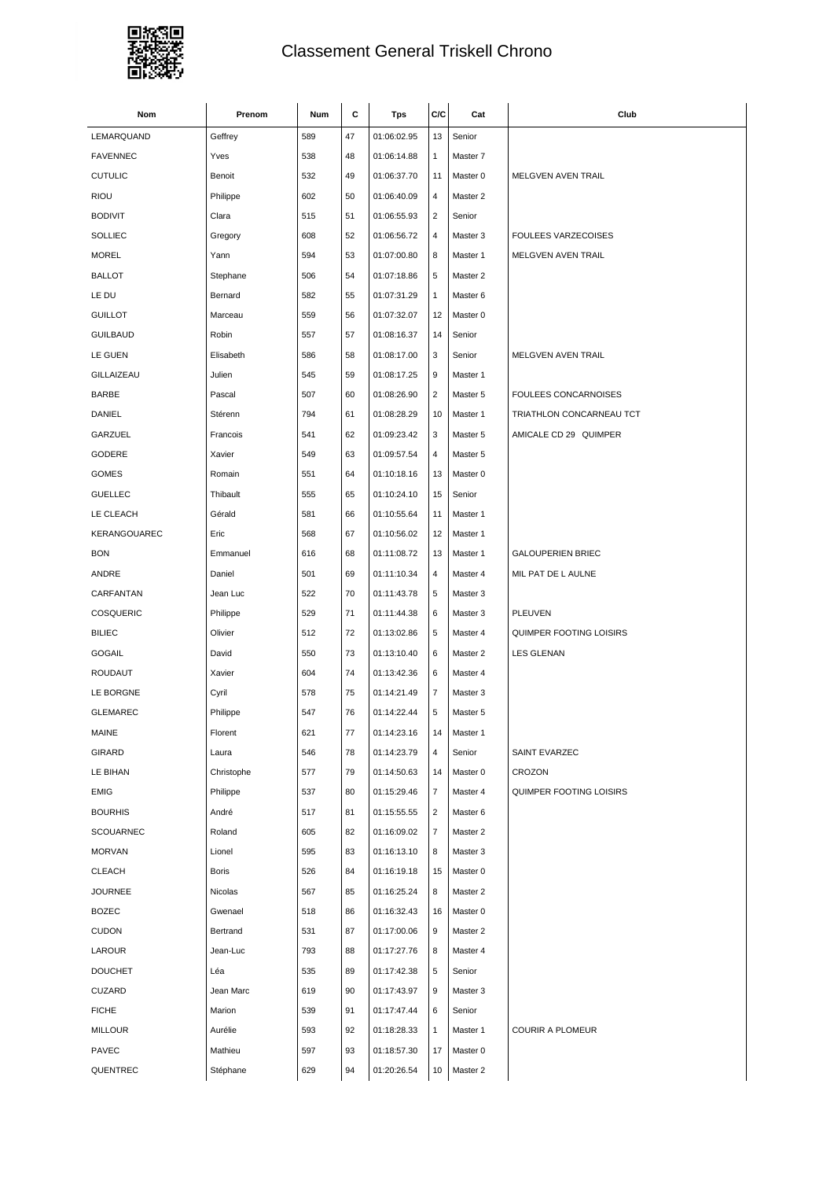# Classement General Triskell Chrono

| Nom | Prenom | Num | C | Tps | C/C | Cat | Club |
|---|---|---|---|---|---|---|---|
| LEMARQUAND | Geffrey | 589 | 47 | 01:06:02.95 | 13 | Senior | |
| FAVENNEC | Yves | 538 | 48 | 01:06:14.88 | 1 | Master 7 | |
| CUTULIC | Benoit | 532 | 49 | 01:06:37.70 | 11 | Master 0 | MELGVEN AVEN TRAIL |
| RIOU | Philippe | 602 | 50 | 01:06:40.09 | 4 | Master 2 | |
| BODIVIT | Clara | 515 | 51 | 01:06:55.93 | 2 | Senior | |
| SOLLIEC | Gregory | 608 | 52 | 01:06:56.72 | 4 | Master 3 | FOULEES VARZECOISES |
| MOREL | Yann | 594 | 53 | 01:07:00.80 | 8 | Master 1 | MELGVEN AVEN TRAIL |
| BALLOT | Stephane | 506 | 54 | 01:07:18.86 | 5 | Master 2 | |
| LE DU | Bernard | 582 | 55 | 01:07:31.29 | 1 | Master 6 | |
| GUILLOT | Marceau | 559 | 56 | 01:07:32.07 | 12 | Master 0 | |
| GUILBAUD | Robin | 557 | 57 | 01:08:16.37 | 14 | Senior | |
| LE GUEN | Elisabeth | 586 | 58 | 01:08:17.00 | 3 | Senior | MELGVEN AVEN TRAIL |
| GILLAIZEAU | Julien | 545 | 59 | 01:08:17.25 | 9 | Master 1 | |
| BARBE | Pascal | 507 | 60 | 01:08:26.90 | 2 | Master 5 | FOULEES CONCARNOISES |
| DANIEL | Stérenn | 794 | 61 | 01:08:28.29 | 10 | Master 1 | TRIATHLON CONCARNEAU TCT |
| GARZUEL | Francois | 541 | 62 | 01:09:23.42 | 3 | Master 5 | AMICALE CD 29 QUIMPER |
| GODERE | Xavier | 549 | 63 | 01:09:57.54 | 4 | Master 5 | |
| GOMES | Romain | 551 | 64 | 01:10:18.16 | 13 | Master 0 | |
| GUELLEC | Thibault | 555 | 65 | 01:10:24.10 | 15 | Senior | |
| LE CLEACH | Gérald | 581 | 66 | 01:10:55.64 | 11 | Master 1 | |
| KERANGOUAREC | Eric | 568 | 67 | 01:10:56.02 | 12 | Master 1 | |
| BON | Emmanuel | 616 | 68 | 01:11:08.72 | 13 | Master 1 | GALOUPERIEN BRIEC |
| ANDRE | Daniel | 501 | 69 | 01:11:10.34 | 4 | Master 4 | MIL PAT DE L AULNE |
| CARFANTAN | Jean Luc | 522 | 70 | 01:11:43.78 | 5 | Master 3 | |
| COSQUERIC | Philippe | 529 | 71 | 01:11:44.38 | 6 | Master 3 | PLEUVEN |
| BILIEC | Olivier | 512 | 72 | 01:13:02.86 | 5 | Master 4 | QUIMPER FOOTING LOISIRS |
| GOGAIL | David | 550 | 73 | 01:13:10.40 | 6 | Master 2 | LES GLENAN |
| ROUDAUT | Xavier | 604 | 74 | 01:13:42.36 | 6 | Master 4 | |
| LE BORGNE | Cyril | 578 | 75 | 01:14:21.49 | 7 | Master 3 | |
| GLEMAREC | Philippe | 547 | 76 | 01:14:22.44 | 5 | Master 5 | |
| MAINE | Florent | 621 | 77 | 01:14:23.16 | 14 | Master 1 | |
| GIRARD | Laura | 546 | 78 | 01:14:23.79 | 4 | Senior | SAINT EVARZEC |
| LE BIHAN | Christophe | 577 | 79 | 01:14:50.63 | 14 | Master 0 | CROZON |
| EMIG | Philippe | 537 | 80 | 01:15:29.46 | 7 | Master 4 | QUIMPER FOOTING LOISIRS |
| BOURHIS | André | 517 | 81 | 01:15:55.55 | 2 | Master 6 | |
| SCOUARNEC | Roland | 605 | 82 | 01:16:09.02 | 7 | Master 2 | |
| MORVAN | Lionel | 595 | 83 | 01:16:13.10 | 8 | Master 3 | |
| CLEACH | Boris | 526 | 84 | 01:16:19.18 | 15 | Master 0 | |
| JOURNEE | Nicolas | 567 | 85 | 01:16:25.24 | 8 | Master 2 | |
| BOZEC | Gwenael | 518 | 86 | 01:16:32.43 | 16 | Master 0 | |
| CUDON | Bertrand | 531 | 87 | 01:17:00.06 | 9 | Master 2 | |
| LAROUR | Jean-Luc | 793 | 88 | 01:17:27.76 | 8 | Master 4 | |
| DOUCHET | Léa | 535 | 89 | 01:17:42.38 | 5 | Senior | |
| CUZARD | Jean Marc | 619 | 90 | 01:17:43.97 | 9 | Master 3 | |
| FICHE | Marion | 539 | 91 | 01:17:47.44 | 6 | Senior | |
| MILLOUR | Aurélie | 593 | 92 | 01:18:28.33 | 1 | Master 1 | COURIR A PLOMEUR |
| PAVEC | Mathieu | 597 | 93 | 01:18:57.30 | 17 | Master 0 | |
| QUENTREC | Stéphane | 629 | 94 | 01:20:26.54 | 10 | Master 2 | |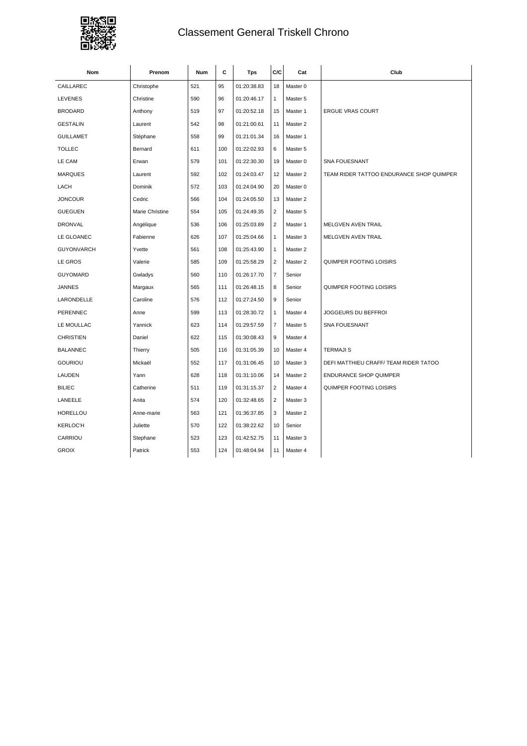# Classement General Triskell Chrono

| Nom | Prenom | Num | C | Tps | C/C | Cat | Club |
|---|---|---|---|---|---|---|---|
| CAILLAREC | Christophe | 521 | 95 | 01:20:38.83 | 18 | Master 0 | |
| LEVENES | Christine | 590 | 96 | 01:20:46.17 | 1 | Master 5 | |
| BRODARD | Anthony | 519 | 97 | 01:20:52.18 | 15 | Master 1 | ERGUE VRAS COURT |
| GESTALIN | Laurent | 542 | 98 | 01:21:00.61 | 11 | Master 2 | |
| GUILLAMET | Stéphane | 558 | 99 | 01:21:01.34 | 16 | Master 1 | |
| TOLLEC | Bernard | 611 | 100 | 01:22:02.93 | 6 | Master 5 | |
| LE CAM | Erwan | 579 | 101 | 01:22:30.30 | 19 | Master 0 | SNA FOUESNANT |
| MARQUES | Laurent | 592 | 102 | 01:24:03.47 | 12 | Master 2 | TEAM RIDER TATTOO ENDURANCE SHOP QUIMPER |
| LACH | Dominik | 572 | 103 | 01:24:04.90 | 20 | Master 0 | |
| JONCOUR | Cedric | 566 | 104 | 01:24:05.50 | 13 | Master 2 | |
| GUEGUEN | Marie Christine | 554 | 105 | 01:24:49.35 | 2 | Master 5 | |
| DRONVAL | Angélique | 536 | 106 | 01:25:03.89 | 2 | Master 1 | MELGVEN AVEN TRAIL |
| LE GLOANEC | Fabienne | 626 | 107 | 01:25:04.66 | 1 | Master 3 | MELGVEN AVEN TRAIL |
| GUYONVARCH | Yvette | 561 | 108 | 01:25:43.90 | 1 | Master 2 | |
| LE GROS | Valerie | 585 | 109 | 01:25:58.29 | 2 | Master 2 | QUIMPER FOOTING LOISIRS |
| GUYOMARD | Gwladys | 560 | 110 | 01:26:17.70 | 7 | Senior | |
| JANNES | Margaux | 565 | 111 | 01:26:48.15 | 8 | Senior | QUIMPER FOOTING LOISIRS |
| LARONDELLE | Caroline | 576 | 112 | 01:27:24.50 | 9 | Senior | |
| PERENNEC | Anne | 599 | 113 | 01:28:30.72 | 1 | Master 4 | JOGGEURS DU BEFFROI |
| LE MOULLAC | Yannick | 623 | 114 | 01:29:57.59 | 7 | Master 5 | SNA FOUESNANT |
| CHRISTIEN | Daniel | 622 | 115 | 01:30:08.43 | 9 | Master 4 | |
| BALANNEC | Thierry | 505 | 116 | 01:31:05.39 | 10 | Master 4 | TERMAJI S |
| GOURIOU | Mickaël | 552 | 117 | 01:31:06.45 | 10 | Master 3 | DEFI MATTHIEU CRAFF/ TEAM RIDER TATOO |
| LAUDEN | Yann | 628 | 118 | 01:31:10.06 | 14 | Master 2 | ENDURANCE SHOP QUIMPER |
| BILIEC | Catherine | 511 | 119 | 01:31:15.37 | 2 | Master 4 | QUIMPER FOOTING LOISIRS |
| LANEELE | Anita | 574 | 120 | 01:32:48.65 | 2 | Master 3 | |
| HORELLOU | Anne-marie | 563 | 121 | 01:36:37.85 | 3 | Master 2 | |
| KERLOC'H | Juliette | 570 | 122 | 01:38:22.62 | 10 | Senior | |
| CARRIOU | Stephane | 523 | 123 | 01:42:52.75 | 11 | Master 3 | |
| GROIX | Patrick | 553 | 124 | 01:48:04.94 | 11 | Master 4 | |